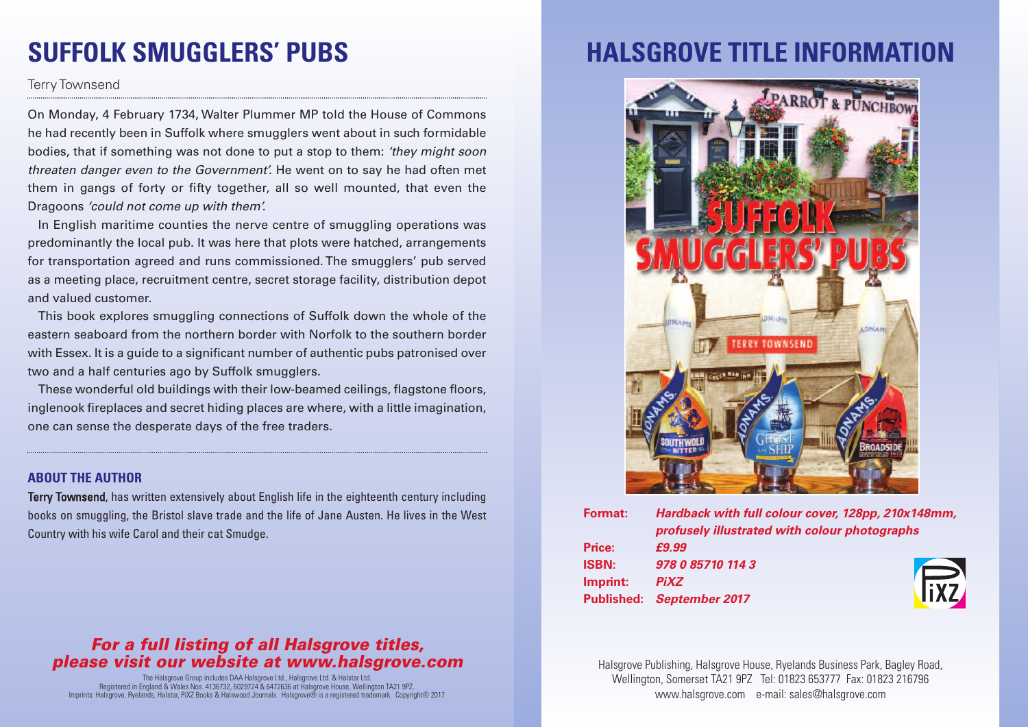# SUFFOLK SMUGGLERS' PUBS

Terry Townsend

On Monday, 4 February 1734, Walter Plummer MP told the House of Commons he had recently been in Suffolk where smugglers went about in such formidable bodies, that if something was not done to put a stop to them: *'they might soon threaten danger even to the Government'.* He went on to say he had often met them in gangs of forty or fifty together, all so well mounted, that even the Dragoons *'could not come up with them'.*

In English maritime counties the nerve centre of smuggling operations was predominantly the local pub. It was here that plots were hatched, arrangements for transportation agreed and runs commissioned. The smugglers' pub served as a meeting place, recruitment centre, secret storage facility, distribution depot and valued customer.

This book explores smuggling connections of Suffolk down the whole of the eastern seaboard from the northern border with Norfolk to the southern border with Essex. It is a guide to a significant number of authentic pubs patronised over two and a half centuries ago by Suffolk smugglers.

These wonderful old buildings with their low-beamed ceilings, flagstone floors, inglenook fireplaces and secret hiding places are where, with a little imagination, one can sense the desperate days of the free traders.

### ABOUT THE AUTHOR

**Terry Townsend**, has written extensively about English life in the eighteenth century including books on smuggling, the Bristol slave trade and the life of Jane Austen. He lives in the West Country with his wife Carol and their cat Smudge.

***For a full listing of all Halsgrove titles, please visit our website at www.halsgrove.com***

The Halsgrove Group includes DAA Halsgrove Ltd., Halsgrove Ltd. & Halstar Ltd.
Registered in England & Wales Nos. 4136732, 6029724 & 6472636 at Halsgrove House, Wellington TA21 9PZ.
Imprints: Halsgrove, Ryelands, Halstar, PiXZ Books & Halswood Journals. Halsgrove® is a registered trademark. Copyright© 2017

# HALSGROVE TITLE INFORMATION

**Format:** ***Hardback with full colour cover, 128pp, 210x148mm, profusely illustrated with colour photographs***
**Price:** ***£9.99***
**ISBN:** ***978 0 85710 114 3***
**Imprint:** ***PiXZ***
**Published:** ***September 2017***

Halsgrove Publishing, Halsgrove House, Ryelands Business Park, Bagley Road, Wellington, Somerset TA21 9PZ Tel: 01823 653777 Fax: 01823 216796
www.halsgrove.com e-mail: sales@halsgrove.com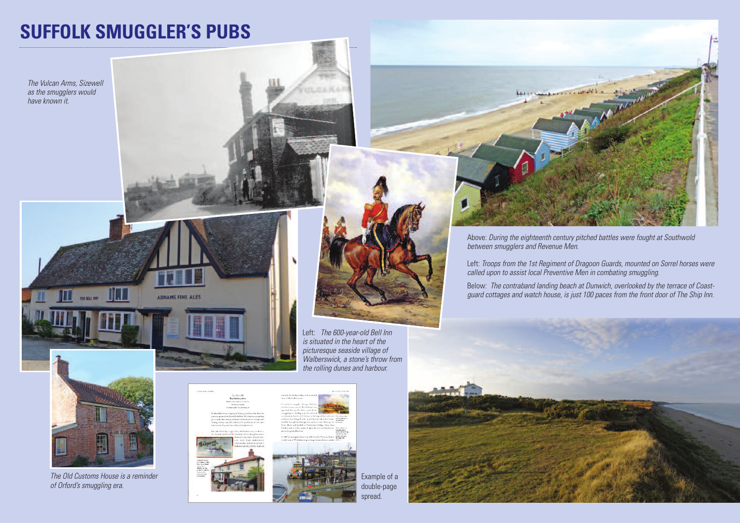# SUFFOLK SMUGGLER'S PUBS

*The Vulcan Arms, Sizewell as the smugglers would have known it.*

Above: *During the eighteenth century pitched battles were fought at Southwold between smugglers and Revenue Men.*

Left: *Troops from the 1st Regiment of Dragoon Guards, mounted on Sorrel horses were called upon to assist local Preventive Men in combating smuggling.*

Below: *The contraband landing beach at Dunwich, overlooked by the terrace of Coast-guard cottages and watch house, is just 100 paces from the front door of The Ship Inn.*

Left: *The 600-year-old Bell Inn is situated in the heart of the picturesque seaside village of Walberswick, a stone's throw from the rolling dunes and harbour.*

*The Old Customs House is a reminder of Orford's smuggling era.*

Example of a double-page spread.